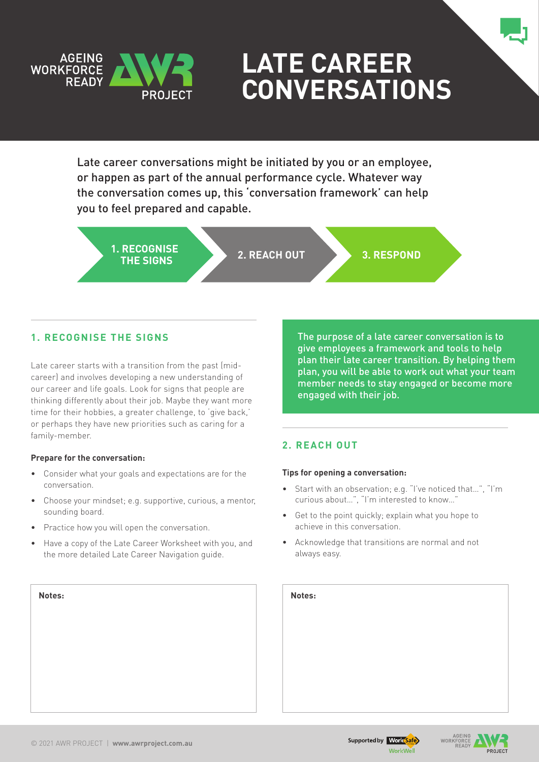# LATE CAREER CONVERSATIONS

Late career conversations might be initiated by you or an employee, or happen as part of the annual performance cycle. Whatever way the conversation comes up, this 'conversation framework' can help you to feel prepared and capable.

**1. RECOGNISE THE SIGNS** → **2. REACH OUT** → **3. RESPOND**

## 1. RECOGNISE THE SIGNS

Late career starts with a transition from the past (mid-career) and involves developing a new understanding of our career and life goals. Look for signs that people are thinking differently about their job. Maybe they want more time for their hobbies, a greater challenge, to 'give back,' or perhaps they have new priorities such as caring for a family-member.

**Prepare for the conversation:**

- Consider what your goals and expectations are for the conversation.
- Choose your mindset; e.g. supportive, curious, a mentor, sounding board.
- Practice how you will open the conversation.
- Have a copy of the Late Career Worksheet with you, and the more detailed Late Career Navigation guide.

**Notes:**

The purpose of a late career conversation is to give employees a framework and tools to help plan their late career transition. By helping them plan, you will be able to work out what your team member needs to stay engaged or become more engaged with their job.

## 2. REACH OUT

**Tips for opening a conversation:**

- Start with an observation; e.g. "I've noticed that…", "I'm curious about…", "I'm interested to know…"
- Get to the point quickly; explain what you hope to achieve in this conversation.
- Acknowledge that transitions are normal and not always easy.

**Notes:**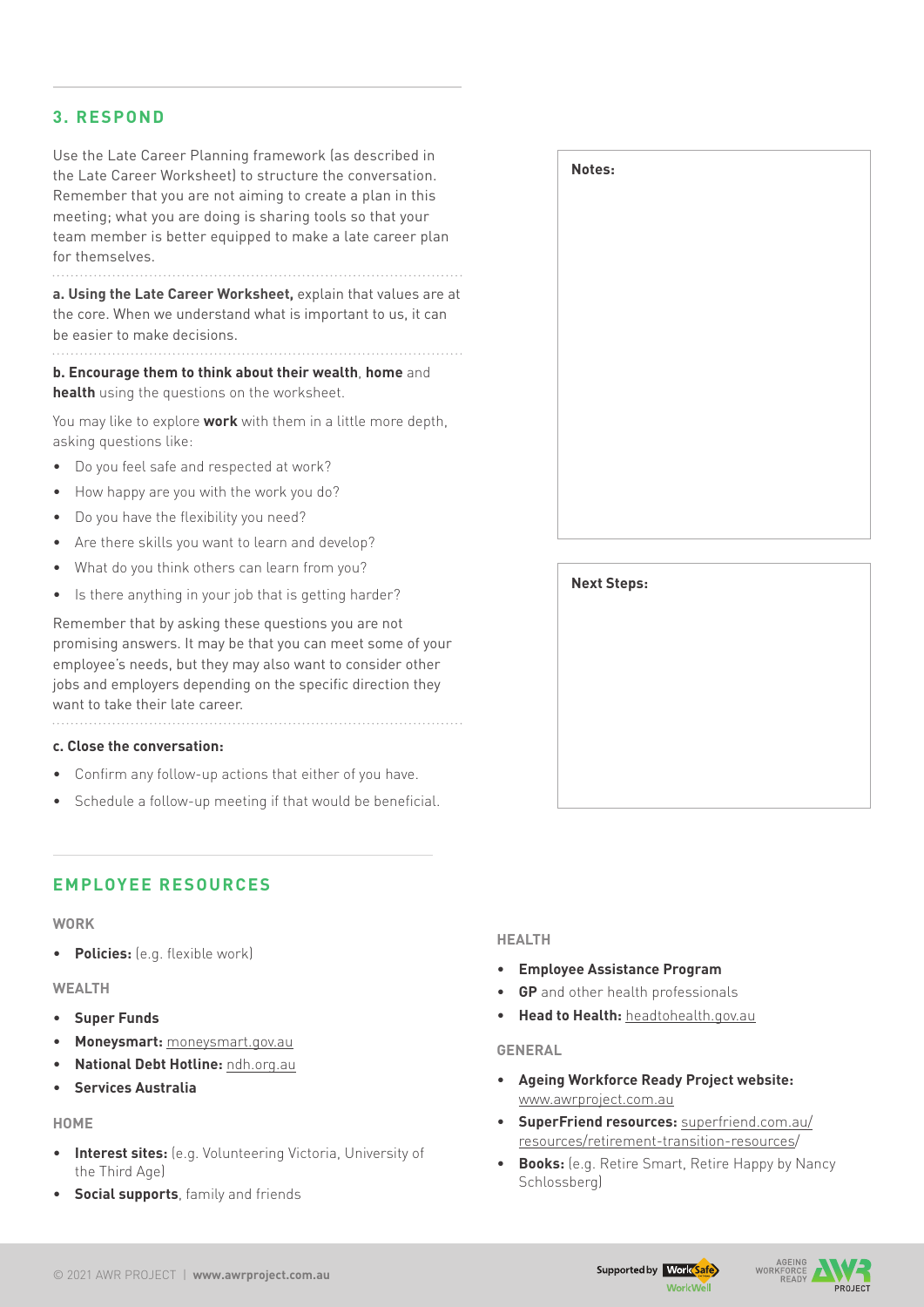## 3. RESPOND

Use the Late Career Planning framework (as described in the Late Career Worksheet) to structure the conversation. Remember that you are not aiming to create a plan in this meeting; what you are doing is sharing tools so that your team member is better equipped to make a late career plan for themselves.

**a. Using the Late Career Worksheet,** explain that values are at the core. When we understand what is important to us, it can be easier to make decisions.

**b. Encourage them to think about their wealth**, **home** and **health** using the questions on the worksheet.

You may like to explore **work** with them in a little more depth, asking questions like:

- Do you feel safe and respected at work?
- How happy are you with the work you do?
- Do you have the flexibility you need?
- Are there skills you want to learn and develop?
- What do you think others can learn from you?
- Is there anything in your job that is getting harder?

Remember that by asking these questions you are not promising answers. It may be that you can meet some of your employee's needs, but they may also want to consider other jobs and employers depending on the specific direction they want to take their late career.

**c. Close the conversation:**

- Confirm any follow-up actions that either of you have.
- Schedule a follow-up meeting if that would be beneficial.

**Notes:**

**Next Steps:**

## EMPLOYEE RESOURCES

### WORK

- **Policies:** (e.g. flexible work)

### WEALTH

- **Super Funds**
- **Moneysmart:** moneysmart.gov.au
- **National Debt Hotline:** ndh.org.au
- **Services Australia**

### HOME

- **Interest sites:** (e.g. Volunteering Victoria, University of the Third Age)
- **Social supports**, family and friends

### HEALTH

- **Employee Assistance Program**
- **GP** and other health professionals
- **Head to Health:** headtohealth.gov.au

### GENERAL

- **Ageing Workforce Ready Project website:** www.awrproject.com.au
- **SuperFriend resources:** superfriend.com.au/resources/retirement-transition-resources/
- **Books:** (e.g. Retire Smart, Retire Happy by Nancy Schlossberg)

© 2021 AWR PROJECT | **www.awrproject.com.au**